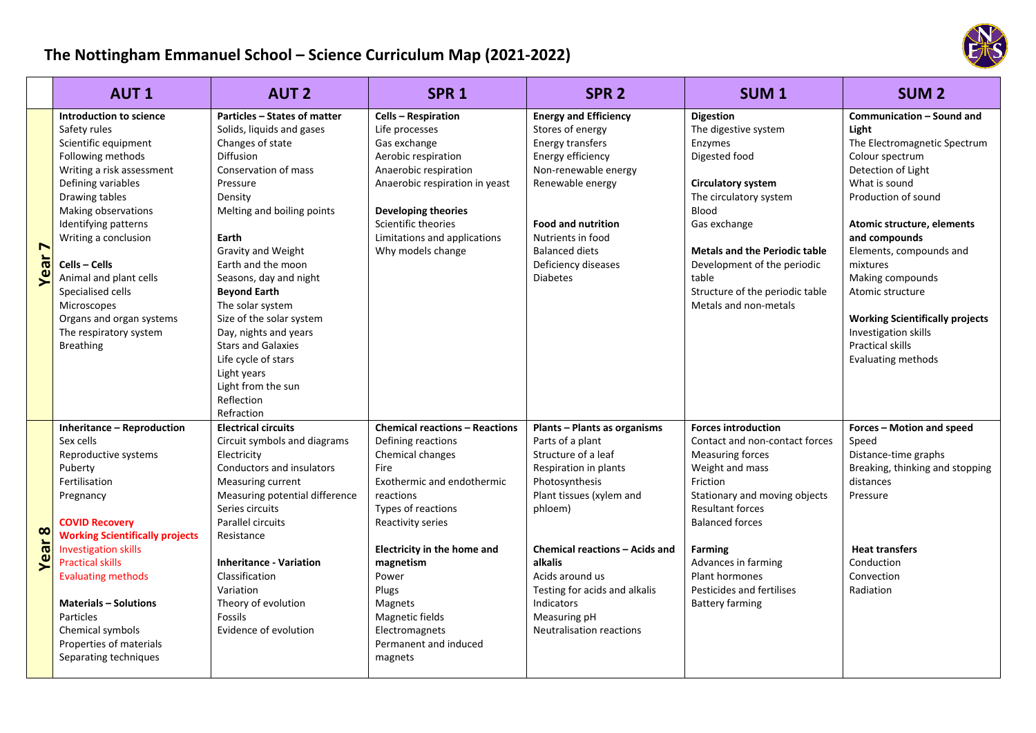# The Nottingham Emmanuel School – Science Curriculum Map (2021-2022)

| | AUT 1 | AUT 2 | SPR 1 | SPR 2 | SUM 1 | SUM 2 |
|---|---|---|---|---|---|---|
| **Year 7** | **Introduction to science**<br>Safety rules<br>Scientific equipment<br>Following methods<br>Writing a risk assessment<br>Defining variables<br>Drawing tables<br>Making observations<br>Identifying patterns<br>Writing a conclusion<br><br>**Cells – Cells**<br>Animal and plant cells<br>Specialised cells<br>Microscopes<br>Organs and organ systems<br>The respiratory system<br>Breathing | **Particles – States of matter**<br>Solids, liquids and gases<br>Changes of state<br>Diffusion<br>Conservation of mass<br>Pressure<br>Density<br>Melting and boiling points<br><br>**Earth**<br>Gravity and Weight<br>Earth and the moon<br>Seasons, day and night<br>**Beyond Earth**<br>The solar system<br>Size of the solar system<br>Day, nights and years<br>Stars and Galaxies<br>Life cycle of stars<br>Light years<br>Light from the sun<br>Reflection<br>Refraction | **Cells – Respiration**<br>Life processes<br>Gas exchange<br>Aerobic respiration<br>Anaerobic respiration<br>Anaerobic respiration in yeast<br><br>**Developing theories**<br>Scientific theories<br>Limitations and applications<br>Why models change | **Energy and Efficiency**<br>Stores of energy<br>Energy transfers<br>Energy efficiency<br>Non-renewable energy<br>Renewable energy<br><br>**Food and nutrition**<br>Nutrients in food<br>Balanced diets<br>Deficiency diseases<br>Diabetes | **Digestion**<br>The digestive system<br>Enzymes<br>Digested food<br><br>**Circulatory system**<br>The circulatory system<br>Blood<br>Gas exchange<br><br>**Metals and the Periodic table**<br>Development of the periodic table<br>Structure of the periodic table<br>Metals and non-metals | **Communication – Sound and Light**<br>The Electromagnetic Spectrum<br>Colour spectrum<br>Detection of Light<br>What is sound<br>Production of sound<br><br>**Atomic structure, elements and compounds**<br>Elements, compounds and mixtures<br>Making compounds<br>Atomic structure<br><br>**Working Scientifically projects**<br>Investigation skills<br>Practical skills<br>Evaluating methods |
| **Year 8** | **Inheritance – Reproduction**<br>Sex cells<br>Reproductive systems<br>Puberty<br>Fertilisation<br>Pregnancy<br><br>**COVID Recovery**<br>**Working Scientifically projects**<br>Investigation skills<br>Practical skills<br>Evaluating methods<br><br>**Materials – Solutions**<br>Particles<br>Chemical symbols<br>Properties of materials<br>Separating techniques | **Electrical circuits**<br>Circuit symbols and diagrams<br>Electricity<br>Conductors and insulators<br>Measuring current<br>Measuring potential difference<br>Series circuits<br>Parallel circuits<br>Resistance<br><br>**Inheritance - Variation**<br>Classification<br>Variation<br>Theory of evolution<br>Fossils<br>Evidence of evolution | **Chemical reactions – Reactions**<br>Defining reactions<br>Chemical changes<br>Fire<br>Exothermic and endothermic reactions<br>Types of reactions<br>Reactivity series<br><br>**Electricity in the home and magnetism**<br>Power<br>Plugs<br>Magnets<br>Magnetic fields<br>Electromagnets<br>Permanent and induced magnets | **Plants – Plants as organisms**<br>Parts of a plant<br>Structure of a leaf<br>Respiration in plants<br>Photosynthesis<br>Plant tissues (xylem and phloem)<br><br>**Chemical reactions – Acids and alkalis**<br>Acids around us<br>Testing for acids and alkalis<br>Indicators<br>Measuring pH<br>Neutralisation reactions | **Forces introduction**<br>Contact and non-contact forces<br>Measuring forces<br>Weight and mass<br>Friction<br>Stationary and moving objects<br>Resultant forces<br>Balanced forces<br><br>**Farming**<br>Advances in farming<br>Plant hormones<br>Pesticides and fertilises<br>Battery farming | **Forces – Motion and speed**<br>Speed<br>Distance-time graphs<br>Breaking, thinking and stopping distances<br>Pressure<br><br>**Heat transfers**<br>Conduction<br>Convection<br>Radiation |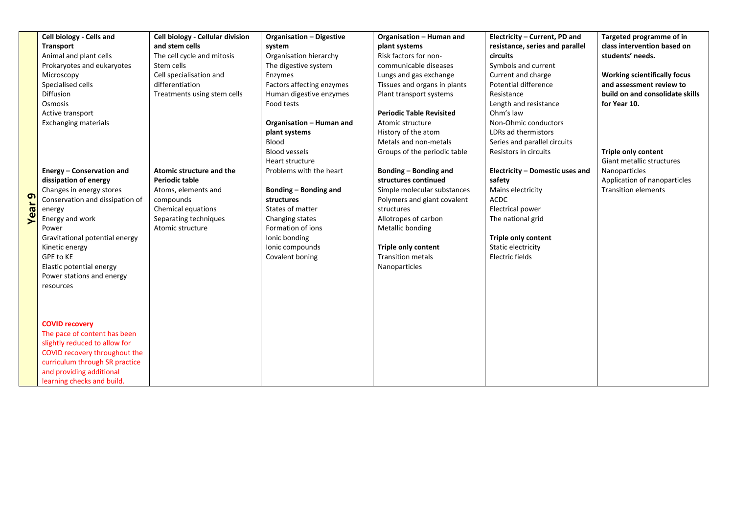| Year 9 | | | | | | |
|---|---|---|---|---|---|---|
| | **Cell biology - Cells and Transport**<br>Animal and plant cells<br>Prokaryotes and eukaryotes<br>Microscopy<br>Specialised cells<br>Diffusion<br>Osmosis<br>Active transport<br>Exchanging materials<br><br>**Energy – Conservation and dissipation of energy**<br>Changes in energy stores<br>Conservation and dissipation of energy<br>Energy and work<br>Power<br>Gravitational potential energy<br>Kinetic energy<br>GPE to KE<br>Elastic potential energy<br>Power stations and energy resources<br><br>**COVID recovery**<br>The pace of content has been slightly reduced to allow for COVID recovery throughout the curriculum through SR practice and providing additional learning checks and build. | **Cell biology - Cellular division and stem cells**<br>The cell cycle and mitosis<br>Stem cells<br>Cell specialisation and differentiation<br>Treatments using stem cells<br><br>**Atomic structure and the Periodic table**<br>Atoms, elements and compounds<br>Chemical equations<br>Separating techniques<br>Atomic structure | **Organisation – Digestive system**<br>Organisation hierarchy<br>The digestive system<br>Enzymes<br>Factors affecting enzymes<br>Human digestive enzymes<br>Food tests<br><br>**Organisation – Human and plant systems**<br>Blood<br>Blood vessels<br>Heart structure<br>Problems with the heart<br><br>**Bonding – Bonding and structures**<br>States of matter<br>Changing states<br>Formation of ions<br>Ionic bonding<br>Ionic compounds<br>Covalent boning | **Organisation – Human and plant systems**<br>Risk factors for non-communicable diseases<br>Lungs and gas exchange<br>Tissues and organs in plants<br>Plant transport systems<br><br>**Periodic Table Revisited**<br>Atomic structure<br>History of the atom<br>Metals and non-metals<br>Groups of the periodic table<br><br>**Bonding – Bonding and structures continued**<br>Simple molecular substances<br>Polymers and giant covalent structures<br>Allotropes of carbon<br>Metallic bonding<br><br>**Triple only content**<br>Transition metals<br>Nanoparticles | **Electricity – Current, PD and resistance, series and parallel circuits**<br>Symbols and current<br>Current and charge<br>Potential difference<br>Resistance<br>Length and resistance<br>Ohm's law<br>Non-Ohmic conductors<br>LDRs ad thermistors<br>Series and parallel circuits<br>Resistors in circuits<br><br>**Electricity – Domestic uses and safety**<br>Mains electricity<br>ACDC<br>Electrical power<br>The national grid<br><br>**Triple only content**<br>Static electricity<br>Electric fields | **Targeted programme of in class intervention based on students' needs.**<br><br>**Working scientifically focus and assessment review to build on and consolidate skills for Year 10.**<br><br>**Triple only content**<br>Giant metallic structures<br>Nanoparticles<br>Application of nanoparticles<br>Transition elements |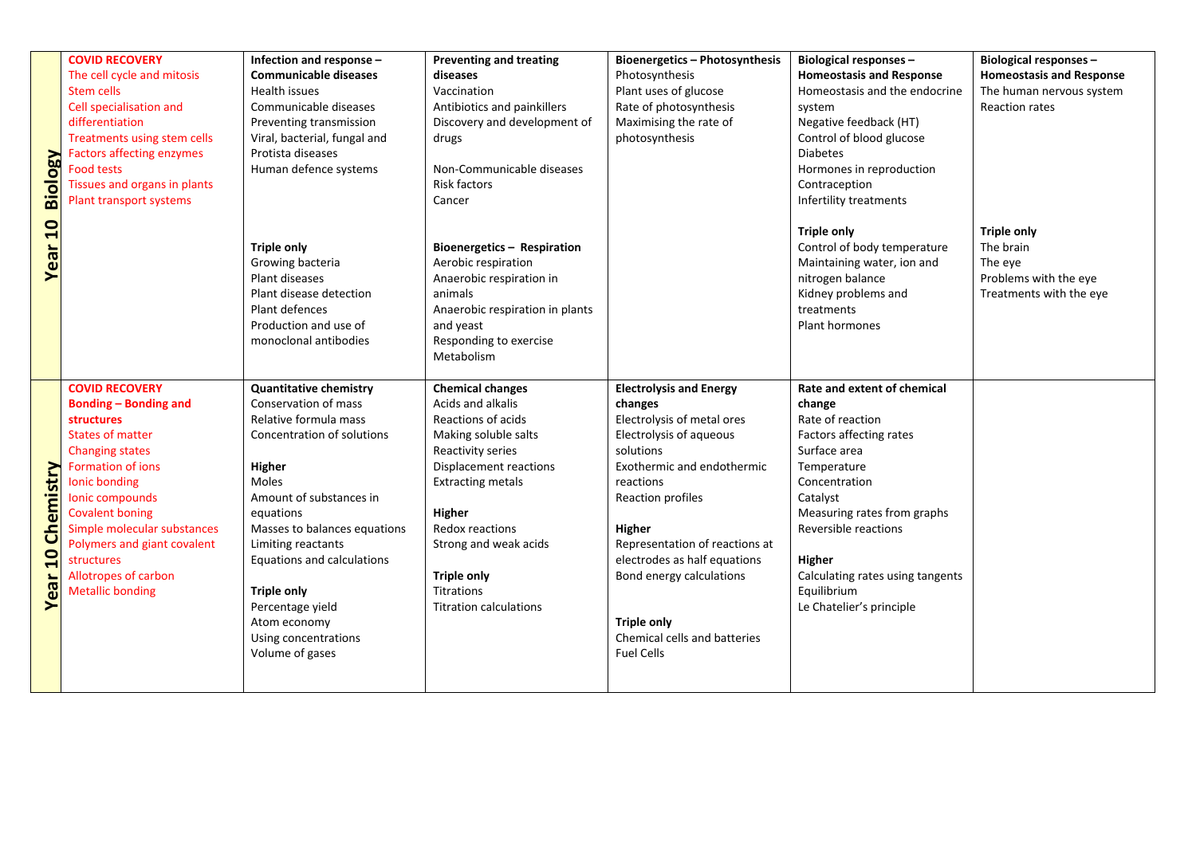| | | | | | | |
|---|---|---|---|---|---|---|
| **Year 10 Biology** | **COVID RECOVERY**<br>The cell cycle and mitosis<br>Stem cells<br>Cell specialisation and differentiation<br>Treatments using stem cells<br>Factors affecting enzymes<br>Food tests<br>Tissues and organs in plants<br>Plant transport systems | **Infection and response – Communicable diseases**<br>Health issues<br>Communicable diseases<br>Preventing transmission<br>Viral, bacterial, fungal and Protista diseases<br>Human defence systems<br><br>**Triple only**<br>Growing bacteria<br>Plant diseases<br>Plant disease detection<br>Plant defences<br>Production and use of monoclonal antibodies | **Preventing and treating diseases**<br>Vaccination<br>Antibiotics and painkillers<br>Discovery and development of drugs<br><br>Non-Communicable diseases<br>Risk factors<br>Cancer<br><br>**Bioenergetics – Respiration**<br>Aerobic respiration<br>Anaerobic respiration in animals<br>Anaerobic respiration in plants and yeast<br>Responding to exercise<br>Metabolism | **Bioenergetics – Photosynthesis**<br>Photosynthesis<br>Plant uses of glucose<br>Rate of photosynthesis<br>Maximising the rate of photosynthesis | **Biological responses – Homeostasis and Response**<br>Homeostasis and the endocrine system<br>Negative feedback (HT)<br>Control of blood glucose<br>Diabetes<br>Hormones in reproduction<br>Contraception<br>Infertility treatments<br><br>**Triple only**<br>Control of body temperature<br>Maintaining water, ion and nitrogen balance<br>Kidney problems and treatments<br>Plant hormones | **Biological responses – Homeostasis and Response**<br>The human nervous system<br>Reaction rates<br><br>**Triple only**<br>The brain<br>The eye<br>Problems with the eye<br>Treatments with the eye |
| **Year 10 Chemistry** | **COVID RECOVERY**<br>**Bonding – Bonding and structures**<br>States of matter<br>Changing states<br>Formation of ions<br>Ionic bonding<br>Ionic compounds<br>Covalent boning<br>Simple molecular substances<br>Polymers and giant covalent structures<br>Allotropes of carbon<br>Metallic bonding | **Quantitative chemistry**<br>Conservation of mass<br>Relative formula mass<br>Concentration of solutions<br><br>**Higher**<br>Moles<br>Amount of substances in equations<br>Masses to balances equations<br>Limiting reactants<br>Equations and calculations<br><br>**Triple only**<br>Percentage yield<br>Atom economy<br>Using concentrations<br>Volume of gases | **Chemical changes**<br>Acids and alkalis<br>Reactions of acids<br>Making soluble salts<br>Reactivity series<br>Displacement reactions<br>Extracting metals<br><br>**Higher**<br>Redox reactions<br>Strong and weak acids<br><br>**Triple only**<br>Titrations<br>Titration calculations | **Electrolysis and Energy changes**<br>Electrolysis of metal ores<br>Electrolysis of aqueous solutions<br>Exothermic and endothermic reactions<br>Reaction profiles<br><br>**Higher**<br>Representation of reactions at electrodes as half equations<br>Bond energy calculations<br><br>**Triple only**<br>Chemical cells and batteries<br>Fuel Cells | **Rate and extent of chemical change**<br>Rate of reaction<br>Factors affecting rates<br>Surface area<br>Temperature<br>Concentration<br>Catalyst<br>Measuring rates from graphs<br>Reversible reactions<br><br>**Higher**<br>Calculating rates using tangents<br>Equilibrium<br>Le Chatelier's principle | |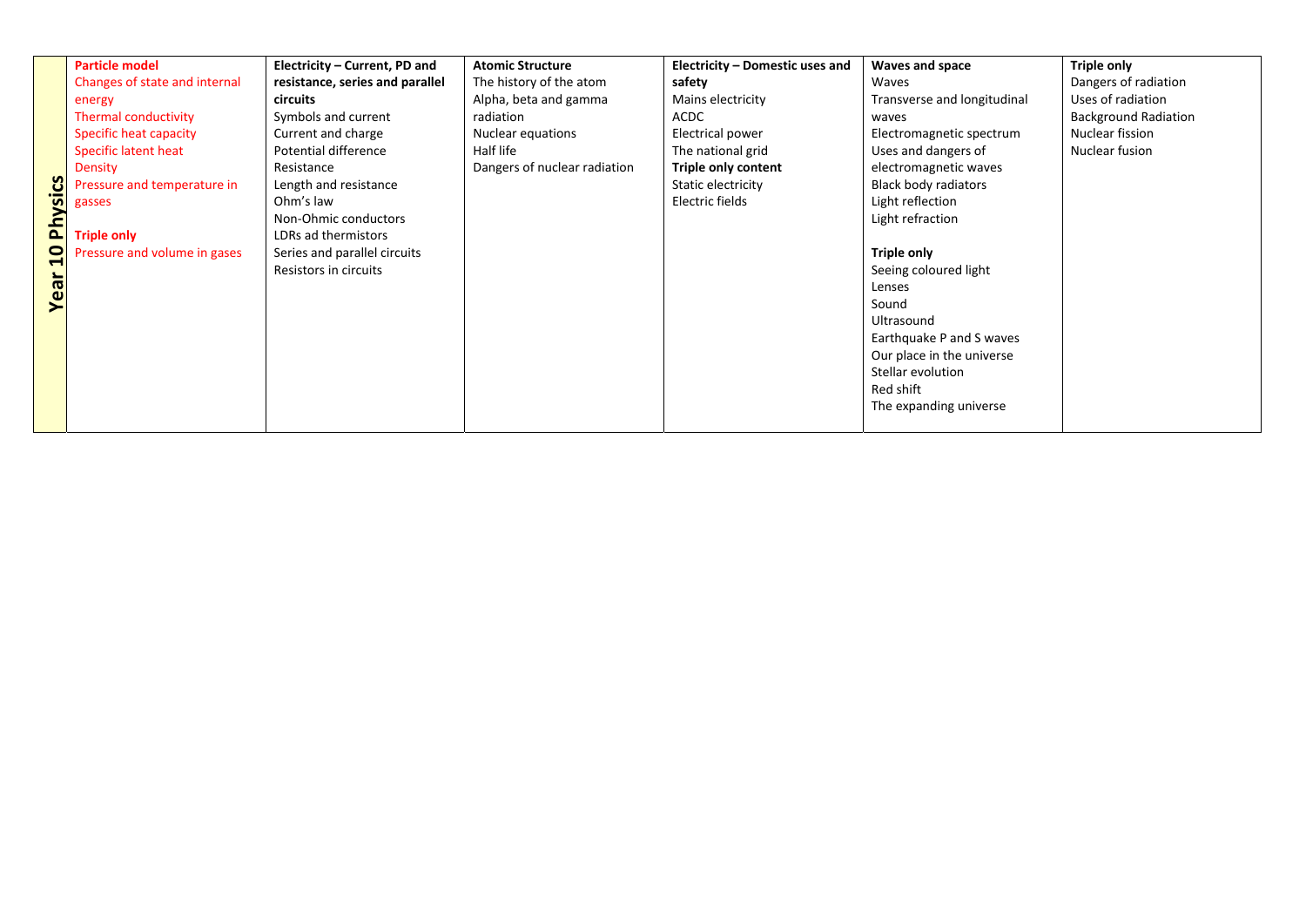| Year 10 Physics | Particle model | Electricity – Current, PD and resistance, series and parallel circuits | Atomic Structure | Electricity – Domestic uses and safety | Waves and space | Triple only |
|---|---|---|---|---|---|---|
| | Changes of state and internal energy<br>Thermal conductivity<br>Specific heat capacity<br>Specific latent heat<br>Density<br>Pressure and temperature in gasses<br><br>**Triple only**<br>Pressure and volume in gases | Symbols and current<br>Current and charge<br>Potential difference<br>Resistance<br>Length and resistance<br>Ohm's law<br>Non-Ohmic conductors<br>LDRs ad thermistors<br>Series and parallel circuits<br>Resistors in circuits | The history of the atom<br>Alpha, beta and gamma radiation<br>Nuclear equations<br>Half life<br>Dangers of nuclear radiation | Mains electricity<br>ACDC<br>Electrical power<br>The national grid<br>**Triple only content**<br>Static electricity<br>Electric fields | Waves<br>Transverse and longitudinal waves<br>Electromagnetic spectrum<br>Uses and dangers of electromagnetic waves<br>Black body radiators<br>Light reflection<br>Light refraction<br><br>**Triple only**<br>Seeing coloured light<br>Lenses<br>Sound<br>Ultrasound<br>Earthquake P and S waves<br>Our place in the universe<br>Stellar evolution<br>Red shift<br>The expanding universe | Dangers of radiation<br>Uses of radiation<br>Background Radiation<br>Nuclear fission<br>Nuclear fusion |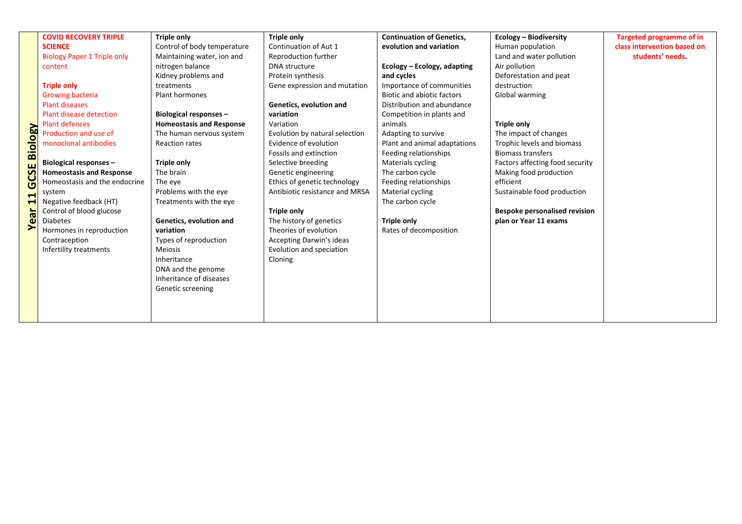| Year 11 GCSE Biology | | | | | | |
|---|---|---|---|---|---|---|
| | **COVID RECOVERY TRIPLE SCIENCE**<br>Biology Paper 1 Triple only content<br><br>**Triple only**<br>Growing bacteria<br>Plant diseases<br>Plant disease detection<br>Plant defences<br>Production and use of monoclonal antibodies<br><br>**Biological responses – Homeostasis and Response**<br>Homeostasis and the endocrine system<br>Negative feedback (HT)<br>Control of blood glucose<br>Diabetes<br>Hormones in reproduction<br>Contraception<br>Infertility treatments | **Triple only**<br>Control of body temperature<br>Maintaining water, ion and nitrogen balance<br>Kidney problems and treatments<br>Plant hormones<br><br>**Biological responses – Homeostasis and Response**<br>The human nervous system<br>Reaction rates<br><br>**Triple only**<br>The brain<br>The eye<br>Problems with the eye<br>Treatments with the eye<br><br>**Genetics, evolution and variation**<br>Types of reproduction<br>Meiosis<br>Inheritance<br>DNA and the genome<br>Inheritance of diseases<br>Genetic screening | **Triple only**<br>Continuation of Aut 1<br>Reproduction further<br>DNA structure<br>Protein synthesis<br>Gene expression and mutation<br><br>**Genetics, evolution and variation**<br>Variation<br>Evolution by natural selection<br>Evidence of evolution<br>Fossils and extinction<br>Selective breeding<br>Genetic engineering<br>Ethics of genetic technology<br>Antibiotic resistance and MRSA<br><br>**Triple only**<br>The history of genetics<br>Theories of evolution<br>Accepting Darwin's ideas<br>Evolution and speciation<br>Cloning | **Continuation of Genetics, evolution and variation**<br><br>**Ecology – Ecology, adapting and cycles**<br>Importance of communities<br>Biotic and abiotic factors<br>Distribution and abundance<br>Competition in plants and animals<br>Adapting to survive<br>Plant and animal adaptations<br>Feeding relationships<br>Materials cycling<br>The carbon cycle<br>Feeding relationships<br>Material cycling<br>The carbon cycle<br><br>**Triple only**<br>Rates of decomposition | **Ecology – Biodiversity**<br>Human population<br>Land and water pollution<br>Air pollution<br>Deforestation and peat destruction<br>Global warming<br><br>**Triple only**<br>The impact of changes<br>Trophic levels and biomass<br>Biomass transfers<br>Factors affecting food security<br>Making food production efficient<br>Sustainable food production<br><br>**Bespoke personalised revision plan or Year 11 exams** | **Targeted programme of in class intervention based on students' needs.** |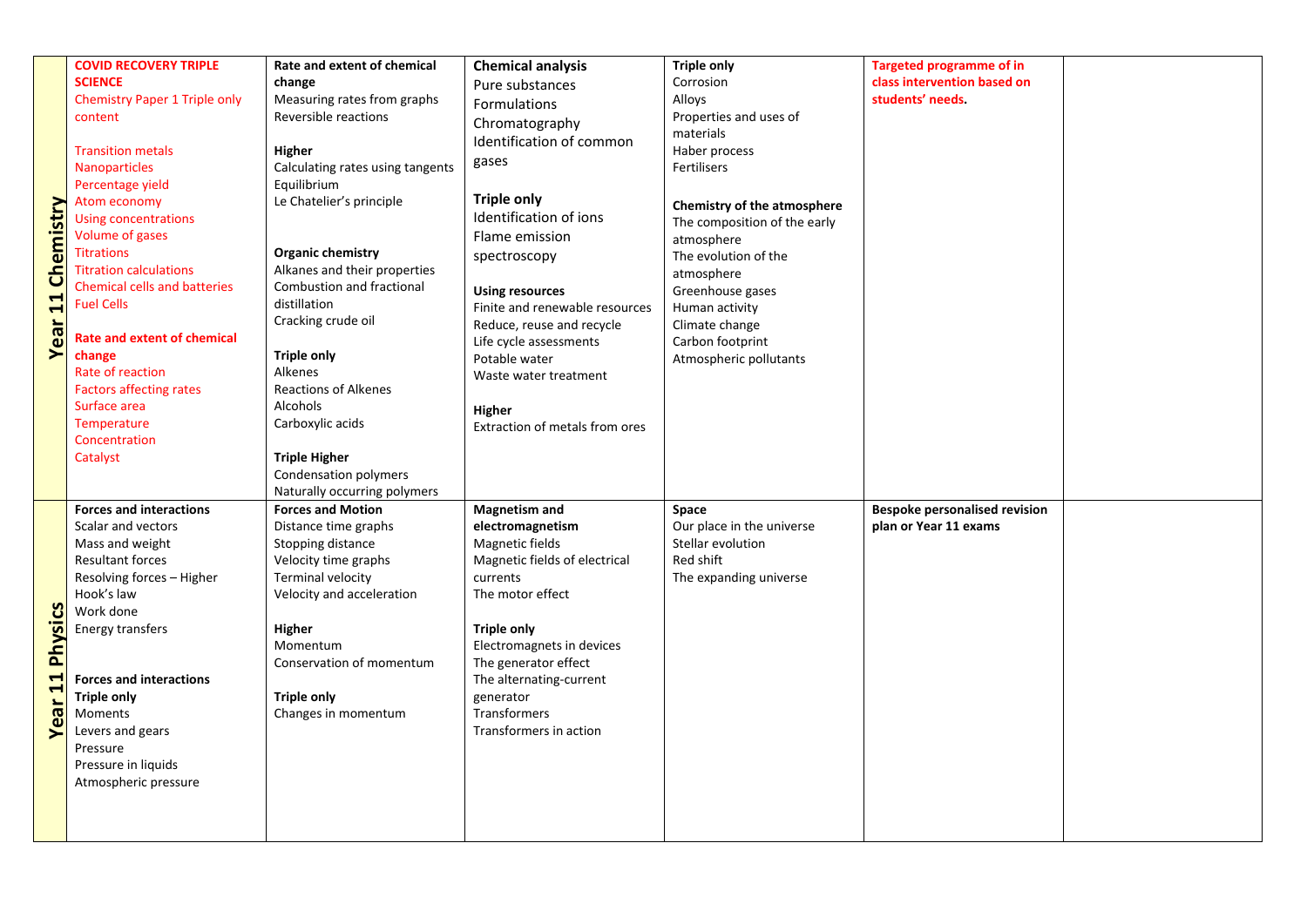| | | | | | | |
|---|---|---|---|---|---|---|
| **Year 11 Chemistry** | **COVID RECOVERY TRIPLE SCIENCE**<br>Chemistry Paper 1 Triple only content<br><br>Transition metals<br>Nanoparticles<br>Percentage yield<br>Atom economy<br>Using concentrations<br>Volume of gases<br>Titrations<br>Titration calculations<br>Chemical cells and batteries<br>Fuel Cells<br><br>**Rate and extent of chemical change**<br>Rate of reaction<br>Factors affecting rates<br>Surface area<br>Temperature<br>Concentration<br>Catalyst | **Rate and extent of chemical change**<br>Measuring rates from graphs<br>Reversible reactions<br><br>**Higher**<br>Calculating rates using tangents<br>Equilibrium<br>Le Chatelier's principle<br><br>**Organic chemistry**<br>Alkanes and their properties<br>Combustion and fractional distillation<br>Cracking crude oil<br><br>**Triple only**<br>Alkenes<br>Reactions of Alkenes<br>Alcohols<br>Carboxylic acids<br><br>**Triple Higher**<br>Condensation polymers<br>Naturally occurring polymers | **Chemical analysis**<br>Pure substances<br>Formulations<br>Chromatography<br>Identification of common gases<br><br>**Triple only**<br>Identification of ions<br>Flame emission spectroscopy<br><br>**Using resources**<br>Finite and renewable resources<br>Reduce, reuse and recycle<br>Life cycle assessments<br>Potable water<br>Waste water treatment<br><br>**Higher**<br>Extraction of metals from ores | **Triple only**<br>Corrosion<br>Alloys<br>Properties and uses of materials<br>Haber process<br>Fertilisers<br><br>**Chemistry of the atmosphere**<br>The composition of the early atmosphere<br>The evolution of the atmosphere<br>Greenhouse gases<br>Human activity<br>Climate change<br>Carbon footprint<br>Atmospheric pollutants | **Targeted programme of in class intervention based on students' needs.** | |
| **Year 11 Physics** | **Forces and interactions**<br>Scalar and vectors<br>Mass and weight<br>Resultant forces<br>Resolving forces – Higher<br>Hook's law<br>Work done<br>Energy transfers<br><br>**Forces and interactions**<br>**Triple only**<br>Moments<br>Levers and gears<br>Pressure<br>Pressure in liquids<br>Atmospheric pressure | **Forces and Motion**<br>Distance time graphs<br>Stopping distance<br>Velocity time graphs<br>Terminal velocity<br>Velocity and acceleration<br><br>**Higher**<br>Momentum<br>Conservation of momentum<br><br>**Triple only**<br>Changes in momentum | **Magnetism and electromagnetism**<br>Magnetic fields<br>Magnetic fields of electrical currents<br>The motor effect<br><br>**Triple only**<br>Electromagnets in devices<br>The generator effect<br>The alternating-current generator<br>Transformers<br>Transformers in action | **Space**<br>Our place in the universe<br>Stellar evolution<br>Red shift<br>The expanding universe | **Bespoke personalised revision plan or Year 11 exams** | |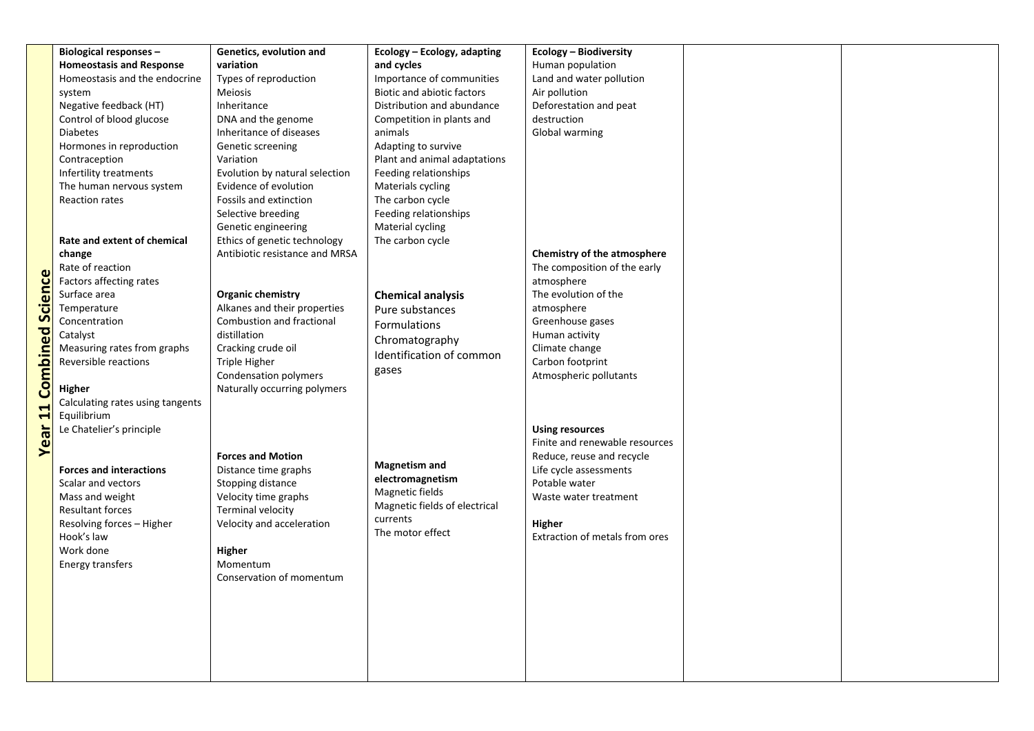| Year 11 Combined Science | | | | | | |
|---|---|---|---|---|---|---|
| | **Biological responses – Homeostasis and Response**<br>Homeostasis and the endocrine system<br>Negative feedback (HT)<br>Control of blood glucose<br>Diabetes<br>Hormones in reproduction<br>Contraception<br>Infertility treatments<br>The human nervous system<br>Reaction rates<br><br>**Rate and extent of chemical change**<br>Rate of reaction<br>Factors affecting rates<br>Surface area<br>Temperature<br>Concentration<br>Catalyst<br>Measuring rates from graphs<br>Reversible reactions<br><br>**Higher**<br>Calculating rates using tangents<br>Equilibrium<br>Le Chatelier's principle<br><br>**Forces and interactions**<br>Scalar and vectors<br>Mass and weight<br>Resultant forces<br>Resolving forces – Higher<br>Hook's law<br>Work done<br>Energy transfers | **Genetics, evolution and variation**<br>Types of reproduction<br>Meiosis<br>Inheritance<br>DNA and the genome<br>Inheritance of diseases<br>Genetic screening<br>Variation<br>Evolution by natural selection<br>Evidence of evolution<br>Fossils and extinction<br>Selective breeding<br>Genetic engineering<br>Ethics of genetic technology<br>Antibiotic resistance and MRSA<br><br>**Organic chemistry**<br>Alkanes and their properties<br>Combustion and fractional distillation<br>Cracking crude oil<br>Triple Higher<br>Condensation polymers<br>Naturally occurring polymers<br><br>**Forces and Motion**<br>Distance time graphs<br>Stopping distance<br>Velocity time graphs<br>Terminal velocity<br>Velocity and acceleration<br><br>**Higher**<br>Momentum<br>Conservation of momentum | **Ecology – Ecology, adapting and cycles**<br>Importance of communities<br>Biotic and abiotic factors<br>Distribution and abundance<br>Competition in plants and animals<br>Adapting to survive<br>Plant and animal adaptations<br>Feeding relationships<br>Materials cycling<br>The carbon cycle<br>Feeding relationships<br>Material cycling<br>The carbon cycle<br><br>**Chemical analysis**<br>Pure substances<br>Formulations<br>Chromatography<br>Identification of common gases<br><br>**Magnetism and electromagnetism**<br>Magnetic fields<br>Magnetic fields of electrical currents<br>The motor effect | **Ecology – Biodiversity**<br>Human population<br>Land and water pollution<br>Air pollution<br>Deforestation and peat destruction<br>Global warming<br><br>**Chemistry of the atmosphere**<br>The composition of the early atmosphere<br>The evolution of the atmosphere<br>Greenhouse gases<br>Human activity<br>Climate change<br>Carbon footprint<br>Atmospheric pollutants<br><br>**Using resources**<br>Finite and renewable resources<br>Reduce, reuse and recycle<br>Life cycle assessments<br>Potable water<br>Waste water treatment<br><br>**Higher**<br>Extraction of metals from ores | | |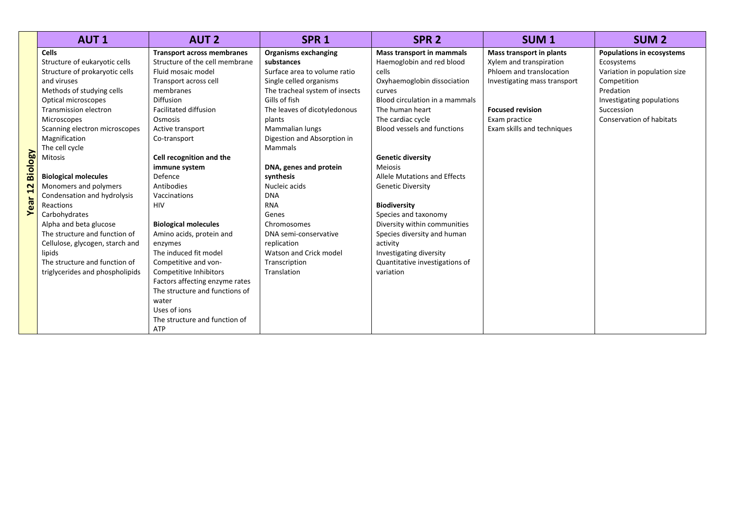| Year 12 Biology | AUT 1 | AUT 2 | SPR 1 | SPR 2 | SUM 1 | SUM 2 |
|---|---|---|---|---|---|---|
| | **Cells**<br>Structure of eukaryotic cells<br>Structure of prokaryotic cells and viruses<br>Methods of studying cells<br>Optical microscopes<br>Transmission electron Microscopes<br>Scanning electron microscopes<br>Magnification<br>The cell cycle<br>Mitosis<br><br>**Biological molecules**<br>Monomers and polymers<br>Condensation and hydrolysis<br>Reactions<br>Carbohydrates<br>Alpha and beta glucose<br>The structure and function of<br>Cellulose, glycogen, starch and lipids<br>The structure and function of triglycerides and phospholipids | **Transport across membranes**<br>Structure of the cell membrane<br>Fluid mosaic model<br>Transport across cell membranes<br>Diffusion<br>Facilitated diffusion<br>Osmosis<br>Active transport<br>Co-transport<br><br>**Cell recognition and the immune system**<br>Defence<br>Antibodies<br>Vaccinations<br>HIV<br><br>**Biological molecules**<br>Amino acids, protein and enzymes<br>The induced fit model<br>Competitive and von-Competitive Inhibitors<br>Factors affecting enzyme rates<br>The structure and functions of water<br>Uses of ions<br>The structure and function of ATP | **Organisms exchanging substances**<br>Surface area to volume ratio<br>Single celled organisms<br>The tracheal system of insects<br>Gills of fish<br>The leaves of dicotyledonous plants<br>Mammalian lungs<br>Digestion and Absorption in Mammals<br><br>**DNA, genes and protein synthesis**<br>Nucleic acids<br>DNA<br>RNA<br>Genes<br>Chromosomes<br>DNA semi-conservative replication<br>Watson and Crick model<br>Transcription<br>Translation | **Mass transport in mammals**<br>Haemoglobin and red blood cells<br>Oxyhaemoglobin dissociation curves<br>Blood circulation in a mammals<br>The human heart<br>The cardiac cycle<br>Blood vessels and functions<br><br>**Genetic diversity**<br>Meiosis<br>Allele Mutations and Effects<br>Genetic Diversity<br><br>**Biodiversity**<br>Species and taxonomy<br>Diversity within communities<br>Species diversity and human activity<br>Investigating diversity<br>Quantitative investigations of variation | **Mass transport in plants**<br>Xylem and transpiration<br>Phloem and translocation<br>Investigating mass transport<br><br>**Focused revision**<br>Exam practice<br>Exam skills and techniques | **Populations in ecosystems**<br>Ecosystems<br>Variation in population size<br>Competition<br>Predation<br>Investigating populations<br>Succession<br>Conservation of habitats |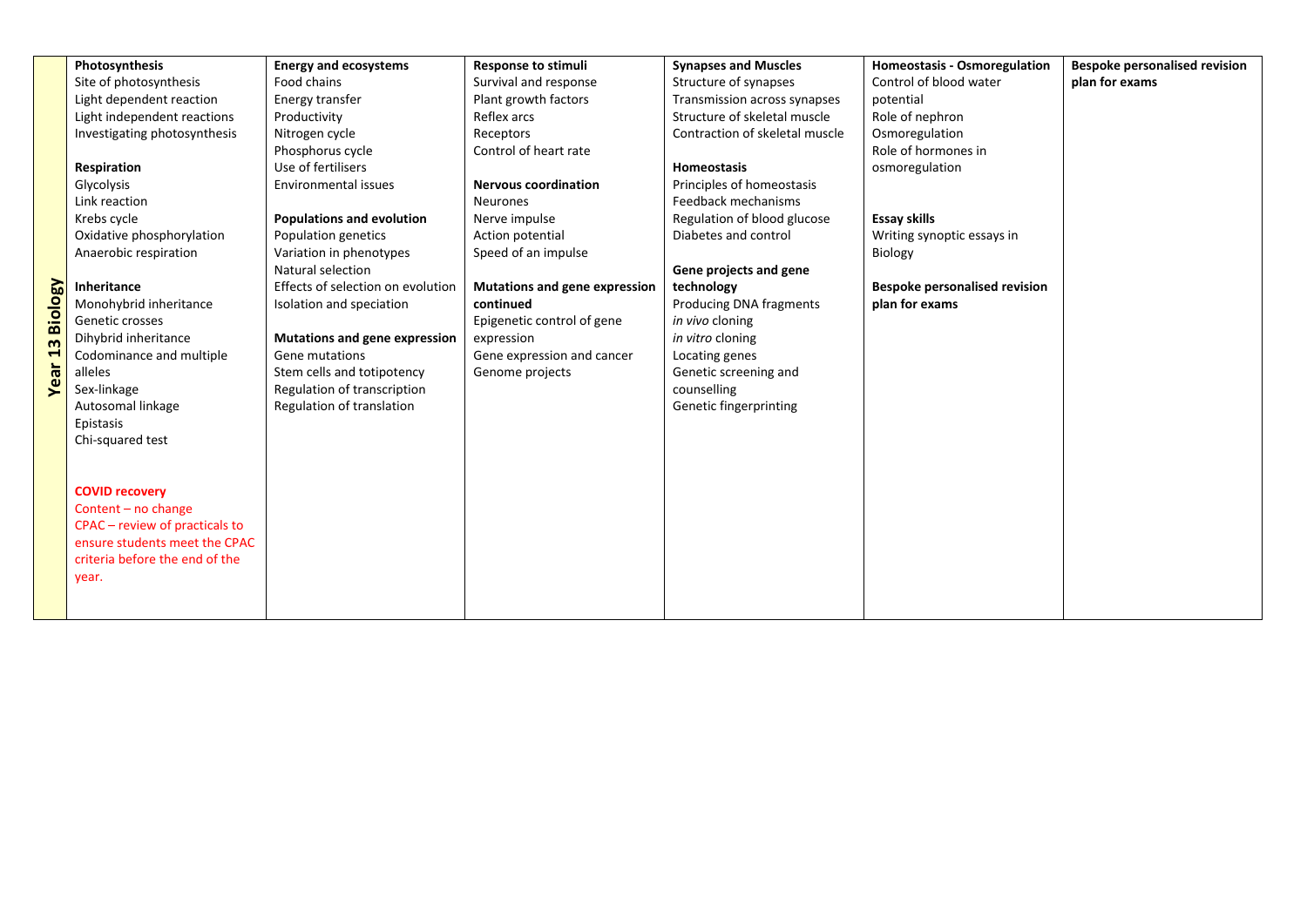| Year 13 Biology | | | | | | |
|---|---|---|---|---|---|---|
| | **Photosynthesis**<br>Site of photosynthesis<br>Light dependent reaction<br>Light independent reactions<br>Investigating photosynthesis<br><br>**Respiration**<br>Glycolysis<br>Link reaction<br>Krebs cycle<br>Oxidative phosphorylation<br>Anaerobic respiration<br><br>**Inheritance**<br>Monohybrid inheritance<br>Genetic crosses<br>Dihybrid inheritance<br>Codominance and multiple alleles<br>Sex-linkage<br>Autosomal linkage<br>Epistasis<br>Chi-squared test<br><br>**COVID recovery**<br>Content – no change<br>CPAC – review of practicals to ensure students meet the CPAC criteria before the end of the year. | **Energy and ecosystems**<br>Food chains<br>Energy transfer<br>Productivity<br>Nitrogen cycle<br>Phosphorus cycle<br>Use of fertilisers<br>Environmental issues<br><br>**Populations and evolution**<br>Population genetics<br>Variation in phenotypes<br>Natural selection<br>Effects of selection on evolution<br>Isolation and speciation<br><br>**Mutations and gene expression**<br>Gene mutations<br>Stem cells and totipotency<br>Regulation of transcription<br>Regulation of translation | **Response to stimuli**<br>Survival and response<br>Plant growth factors<br>Reflex arcs<br>Receptors<br>Control of heart rate<br><br>**Nervous coordination**<br>Neurones<br>Nerve impulse<br>Action potential<br>Speed of an impulse<br><br>**Mutations and gene expression continued**<br>Epigenetic control of gene expression<br>Gene expression and cancer<br>Genome projects | **Synapses and Muscles**<br>Structure of synapses<br>Transmission across synapses<br>Structure of skeletal muscle<br>Contraction of skeletal muscle<br><br>**Homeostasis**<br>Principles of homeostasis<br>Feedback mechanisms<br>Regulation of blood glucose<br>Diabetes and control<br><br>**Gene projects and gene technology**<br>Producing DNA fragments<br>*in vivo* cloning<br>*in vitro* cloning<br>Locating genes<br>Genetic screening and counselling<br>Genetic fingerprinting | **Homeostasis - Osmoregulation**<br>Control of blood water potential<br>Role of nephron<br>Osmoregulation<br>Role of hormones in osmoregulation<br><br>**Essay skills**<br>Writing synoptic essays in Biology<br><br>**Bespoke personalised revision plan for exams** | **Bespoke personalised revision plan for exams** |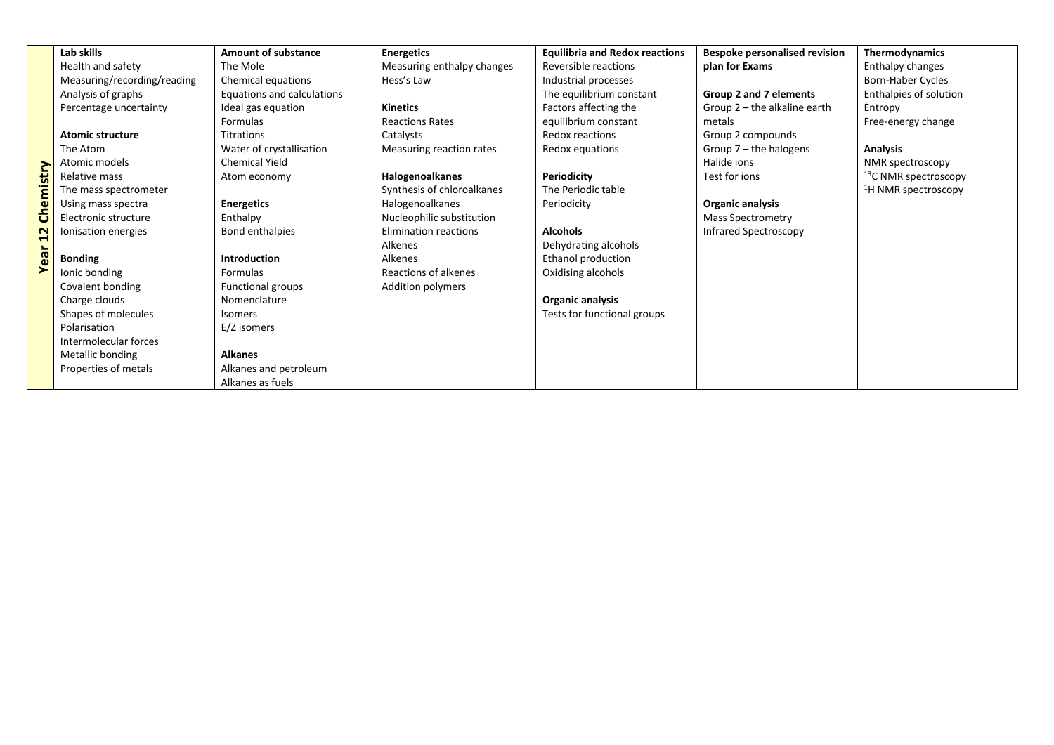| Year 12 Chemistry | | | | | | |
|---|---|---|---|---|---|---|
| | **Lab skills**<br>Health and safety<br>Measuring/recording/reading<br>Analysis of graphs<br>Percentage uncertainty<br><br>**Atomic structure**<br>The Atom<br>Atomic models<br>Relative mass<br>The mass spectrometer<br>Using mass spectra<br>Electronic structure<br>Ionisation energies<br><br>**Bonding**<br>Ionic bonding<br>Covalent bonding<br>Charge clouds<br>Shapes of molecules<br>Polarisation<br>Intermolecular forces<br>Metallic bonding<br>Properties of metals | **Amount of substance**<br>The Mole<br>Chemical equations<br>Equations and calculations<br>Ideal gas equation<br>Formulas<br>Titrations<br>Water of crystallisation<br>Chemical Yield<br>Atom economy<br><br>**Energetics**<br>Enthalpy<br>Bond enthalpies<br><br>**Introduction**<br>Formulas<br>Functional groups<br>Nomenclature<br>Isomers<br>E/Z isomers<br><br>**Alkanes**<br>Alkanes and petroleum<br>Alkanes as fuels | **Energetics**<br>Measuring enthalpy changes<br>Hess's Law<br><br>**Kinetics**<br>Reactions Rates<br>Catalysts<br>Measuring reaction rates<br><br>**Halogenoalkanes**<br>Synthesis of chloroalkanes<br>Halogenoalkanes<br>Nucleophilic substitution<br>Elimination reactions<br>Alkenes<br>Alkenes<br>Reactions of alkenes<br>Addition polymers | **Equilibria and Redox reactions**<br>Reversible reactions<br>Industrial processes<br>The equilibrium constant<br>Factors affecting the equilibrium constant<br>Redox reactions<br>Redox equations<br><br>**Periodicity**<br>The Periodic table<br>Periodicity<br><br>**Alcohols**<br>Dehydrating alcohols<br>Ethanol production<br>Oxidising alcohols<br><br>**Organic analysis**<br>Tests for functional groups | **Bespoke personalised revision plan for Exams**<br><br>**Group 2 and 7 elements**<br>Group 2 – the alkaline earth metals<br>Group 2 compounds<br>Group 7 – the halogens<br>Halide ions<br>Test for ions<br><br>**Organic analysis**<br>Mass Spectrometry<br>Infrared Spectroscopy | **Thermodynamics**<br>Enthalpy changes<br>Born-Haber Cycles<br>Enthalpies of solution<br>Entropy<br>Free-energy change<br><br>**Analysis**<br>NMR spectroscopy<br>$^{13}C$ NMR spectroscopy<br>$^{1}H$ NMR spectroscopy |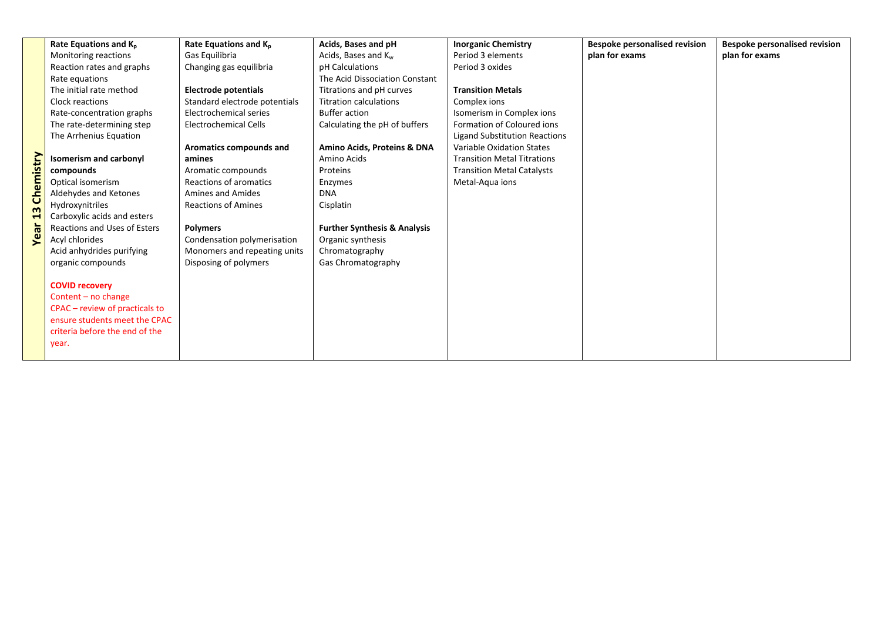| Year 13 Chemistry | | | | | | |
|---|---|---|---|---|---|---|
| | **Rate Equations and $K_p$**<br>Monitoring reactions<br>Reaction rates and graphs<br>Rate equations<br>The initial rate method<br>Clock reactions<br>Rate-concentration graphs<br>The rate-determining step<br>The Arrhenius Equation<br><br>**Isomerism and carbonyl compounds**<br>Optical isomerism<br>Aldehydes and Ketones<br>Hydroxynitriles<br>Carboxylic acids and esters<br>Reactions and Uses of Esters<br>Acyl chlorides<br>Acid anhydrides purifying organic compounds<br><br>**COVID recovery**<br>Content – no change<br>CPAC – review of practicals to ensure students meet the CPAC criteria before the end of the year. | **Rate Equations and $K_p$**<br>Gas Equilibria<br>Changing gas equilibria<br><br>**Electrode potentials**<br>Standard electrode potentials<br>Electrochemical series<br>Electrochemical Cells<br><br>**Aromatics compounds and amines**<br>Aromatic compounds<br>Reactions of aromatics<br>Amines and Amides<br>Reactions of Amines<br><br>**Polymers**<br>Condensation polymerisation<br>Monomers and repeating units<br>Disposing of polymers | **Acids, Bases and pH**<br>Acids, Bases and $K_w$<br>pH Calculations<br>The Acid Dissociation Constant<br>Titrations and pH curves<br>Titration calculations<br>Buffer action<br>Calculating the pH of buffers<br><br>**Amino Acids, Proteins & DNA**<br>Amino Acids<br>Proteins<br>Enzymes<br>DNA<br>Cisplatin<br><br>**Further Synthesis & Analysis**<br>Organic synthesis<br>Chromatography<br>Gas Chromatography | **Inorganic Chemistry**<br>Period 3 elements<br>Period 3 oxides<br><br>**Transition Metals**<br>Complex ions<br>Isomerism in Complex ions<br>Formation of Coloured ions<br>Ligand Substitution Reactions<br>Variable Oxidation States<br>Transition Metal Titrations<br>Transition Metal Catalysts<br>Metal-Aqua ions | **Bespoke personalised revision plan for exams** | **Bespoke personalised revision plan for exams** |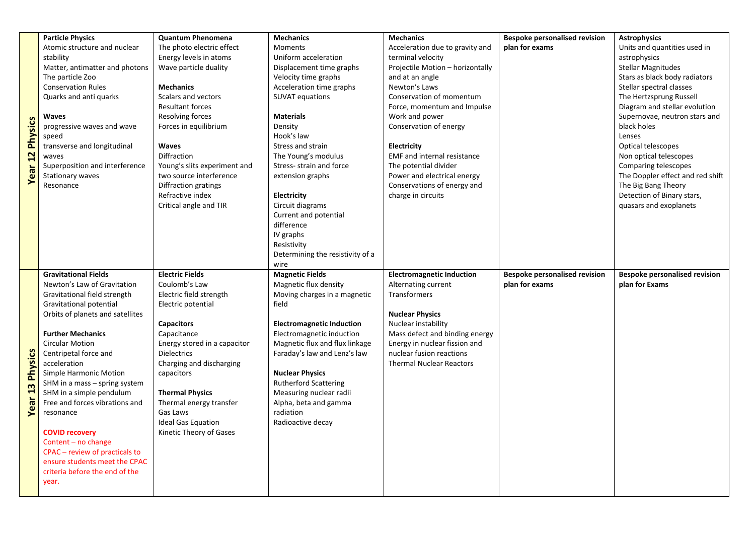| | | | | | | |
|---|---|---|---|---|---|---|
| **Year 12 Physics** | **Particle Physics**<br>Atomic structure and nuclear stability<br>Matter, antimatter and photons<br>The particle Zoo<br>Conservation Rules<br>Quarks and anti quarks<br><br>**Waves**<br>progressive waves and wave speed<br>transverse and longitudinal waves<br>Superposition and interference<br>Stationary waves<br>Resonance | **Quantum Phenomena**<br>The photo electric effect<br>Energy levels in atoms<br>Wave particle duality<br><br>**Mechanics**<br>Scalars and vectors<br>Resultant forces<br>Resolving forces<br>Forces in equilibrium<br><br>**Waves**<br>Diffraction<br>Young's slits experiment and two source interference<br>Diffraction gratings<br>Refractive index<br>Critical angle and TIR | **Mechanics**<br>Moments<br>Uniform acceleration<br>Displacement time graphs<br>Velocity time graphs<br>Acceleration time graphs<br>SUVAT equations<br><br>**Materials**<br>Density<br>Hook's law<br>Stress and strain<br>The Young's modulus<br>Stress- strain and force extension graphs<br><br>**Electricity**<br>Circuit diagrams<br>Current and potential difference<br>IV graphs<br>Resistivity<br>Determining the resistivity of a wire | **Mechanics**<br>Acceleration due to gravity and terminal velocity<br>Projectile Motion – horizontally and at an angle<br>Newton's Laws<br>Conservation of momentum<br>Force, momentum and Impulse<br>Work and power<br>Conservation of energy<br><br>**Electricity**<br>EMF and internal resistance<br>The potential divider<br>Power and electrical energy<br>Conservations of energy and charge in circuits | **Bespoke personalised revision plan for exams** | **Astrophysics**<br>Units and quantities used in astrophysics<br>Stellar Magnitudes<br>Stars as black body radiators<br>Stellar spectral classes<br>The Hertzsprung Russell Diagram and stellar evolution<br>Supernovae, neutron stars and black holes<br>Lenses<br>Optical telescopes<br>Non optical telescopes<br>Comparing telescopes<br>The Doppler effect and red shift<br>The Big Bang Theory<br>Detection of Binary stars, quasars and exoplanets |
| **Year 13 Physics** | **Gravitational Fields**<br>Newton's Law of Gravitation<br>Gravitational field strength<br>Gravitational potential<br>Orbits of planets and satellites<br><br>**Further Mechanics**<br>Circular Motion<br>Centripetal force and acceleration<br>Simple Harmonic Motion<br>SHM in a mass – spring system<br>SHM in a simple pendulum<br>Free and forces vibrations and resonance<br><br>**COVID recovery**<br>Content – no change<br>CPAC – review of practicals to ensure students meet the CPAC criteria before the end of the year. | **Electric Fields**<br>Coulomb's Law<br>Electric field strength<br>Electric potential<br><br>**Capacitors**<br>Capacitance<br>Energy stored in a capacitor<br>Dielectrics<br>Charging and discharging capacitors<br><br>**Thermal Physics**<br>Thermal energy transfer<br>Gas Laws<br>Ideal Gas Equation<br>Kinetic Theory of Gases | **Magnetic Fields**<br>Magnetic flux density<br>Moving charges in a magnetic field<br><br>**Electromagnetic Induction**<br>Electromagnetic induction<br>Magnetic flux and flux linkage<br>Faraday's law and Lenz's law<br><br>**Nuclear Physics**<br>Rutherford Scattering<br>Measuring nuclear radii<br>Alpha, beta and gamma radiation<br>Radioactive decay | **Electromagnetic Induction**<br>Alternating current<br>Transformers<br><br>**Nuclear Physics**<br>Nuclear instability<br>Mass defect and binding energy<br>Energy in nuclear fission and nuclear fusion reactions<br>Thermal Nuclear Reactors | **Bespoke personalised revision plan for exams** | **Bespoke personalised revision plan for Exams** |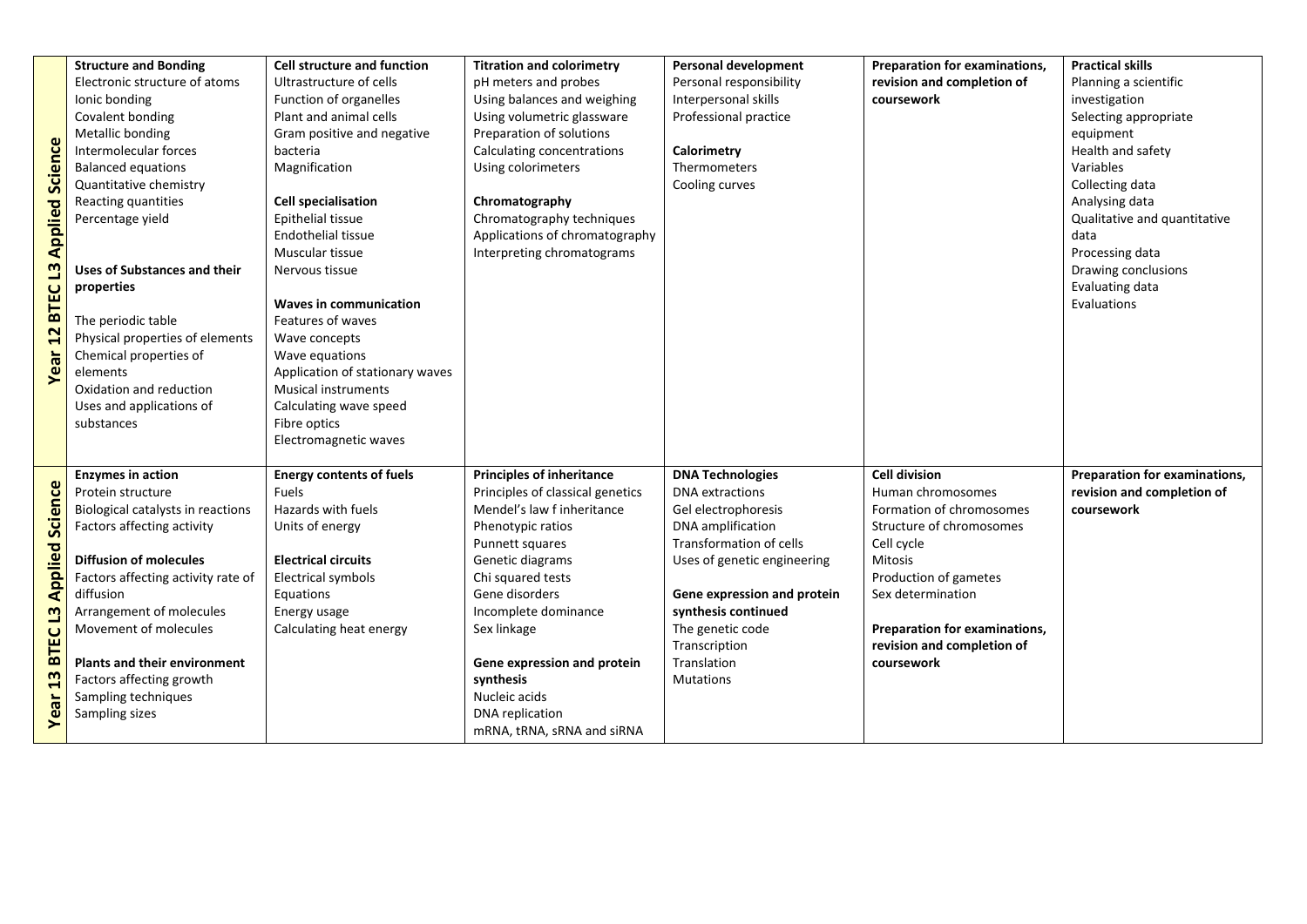| | | | | | | |
|---|---|---|---|---|---|---|
| **Year 12 BTEC L3 Applied Science** | **Structure and Bonding**<br>Electronic structure of atoms<br>Ionic bonding<br>Covalent bonding<br>Metallic bonding<br>Intermolecular forces<br>Balanced equations<br>Quantitative chemistry<br>Reacting quantities<br>Percentage yield<br><br>**Uses of Substances and their properties**<br><br>The periodic table<br>Physical properties of elements<br>Chemical properties of elements<br>Oxidation and reduction<br>Uses and applications of substances | **Cell structure and function**<br>Ultrastructure of cells<br>Function of organelles<br>Plant and animal cells<br>Gram positive and negative bacteria<br>Magnification<br><br>**Cell specialisation**<br>Epithelial tissue<br>Endothelial tissue<br>Muscular tissue<br>Nervous tissue<br><br>**Waves in communication**<br>Features of waves<br>Wave concepts<br>Wave equations<br>Application of stationary waves<br>Musical instruments<br>Calculating wave speed<br>Fibre optics<br>Electromagnetic waves | **Titration and colorimetry**<br>pH meters and probes<br>Using balances and weighing<br>Using volumetric glassware<br>Preparation of solutions<br>Calculating concentrations<br>Using colorimeters<br><br>**Chromatography**<br>Chromatography techniques<br>Applications of chromatography<br>Interpreting chromatograms | **Personal development**<br>Personal responsibility<br>Interpersonal skills<br>Professional practice<br><br>**Calorimetry**<br>Thermometers<br>Cooling curves | **Preparation for examinations, revision and completion of coursework** | **Practical skills**<br>Planning a scientific investigation<br>Selecting appropriate equipment<br>Health and safety<br>Variables<br>Collecting data<br>Analysing data<br>Qualitative and quantitative data<br>Processing data<br>Drawing conclusions<br>Evaluating data<br>Evaluations |
| **Year 13 BTEC L3 Applied Science** | **Enzymes in action**<br>Protein structure<br>Biological catalysts in reactions<br>Factors affecting activity<br><br>**Diffusion of molecules**<br>Factors affecting activity rate of diffusion<br>Arrangement of molecules<br>Movement of molecules<br><br>**Plants and their environment**<br>Factors affecting growth<br>Sampling techniques<br>Sampling sizes | **Energy contents of fuels**<br>Fuels<br>Hazards with fuels<br>Units of energy<br><br>**Electrical circuits**<br>Electrical symbols<br>Equations<br>Energy usage<br>Calculating heat energy | **Principles of inheritance**<br>Principles of classical genetics<br>Mendel's law f inheritance<br>Phenotypic ratios<br>Punnett squares<br>Genetic diagrams<br>Chi squared tests<br>Gene disorders<br>Incomplete dominance<br>Sex linkage<br><br>**Gene expression and protein synthesis**<br>Nucleic acids<br>DNA replication<br>mRNA, tRNA, sRNA and siRNA | **DNA Technologies**<br>DNA extractions<br>Gel electrophoresis<br>DNA amplification<br>Transformation of cells<br>Uses of genetic engineering<br><br>**Gene expression and protein synthesis continued**<br>The genetic code<br>Transcription<br>Translation<br>Mutations | **Cell division**<br>Human chromosomes<br>Formation of chromosomes<br>Structure of chromosomes<br>Cell cycle<br>Mitosis<br>Production of gametes<br>Sex determination<br><br>**Preparation for examinations, revision and completion of coursework** | **Preparation for examinations, revision and completion of coursework** |